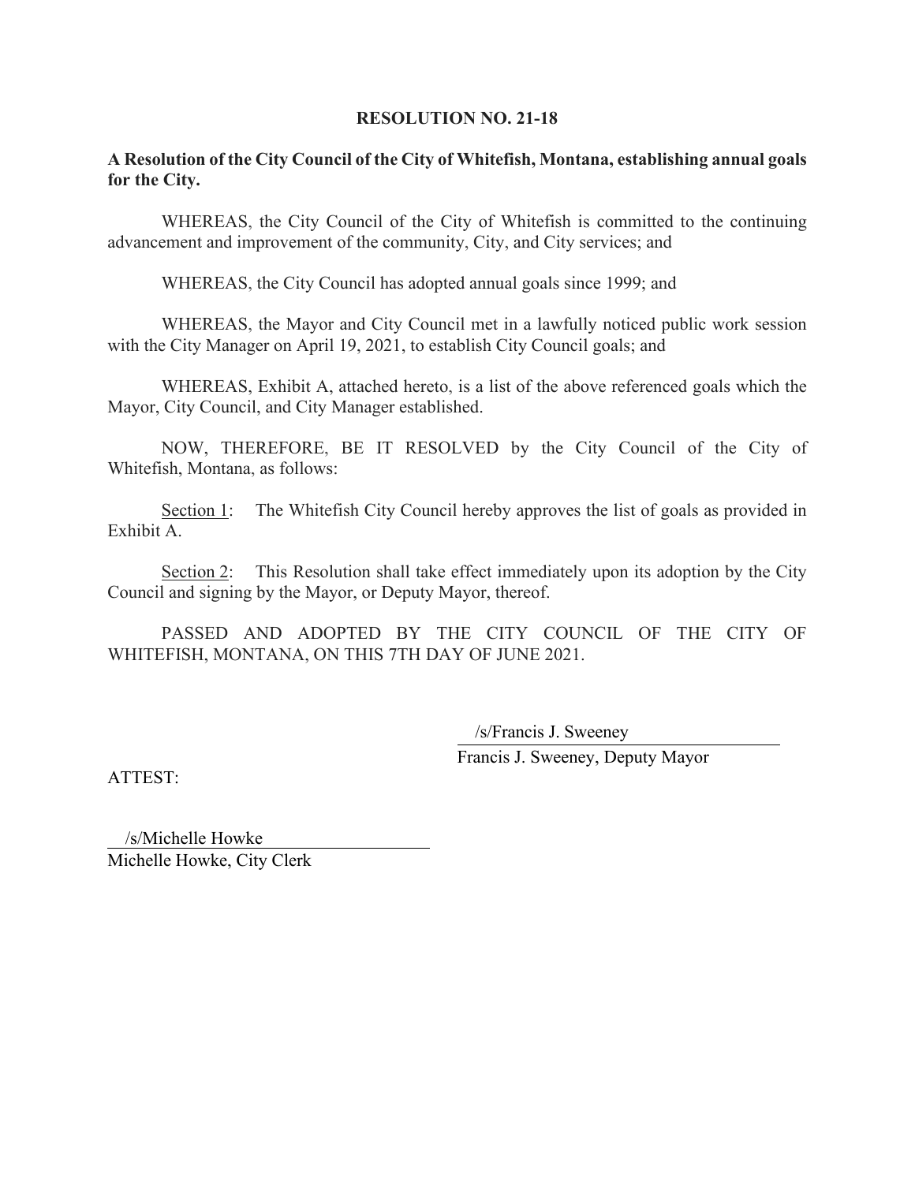**RESOLUTION NO. 21-18**

**A Resolution of the City Council of the City of Whitefish, Montana, establishing annual goals for the City.**

WHEREAS, the City Council of the City of Whitefish is committed to the continuing advancement and improvement of the community, City, and City services; and

WHEREAS, the City Council has adopted annual goals since 1999; and

WHEREAS, the Mayor and City Council met in a lawfully noticed public work session with the City Manager on April 19, 2021, to establish City Council goals; and

WHEREAS, Exhibit A, attached hereto, is a list of the above referenced goals which the Mayor, City Council, and City Manager established.

NOW, THEREFORE, BE IT RESOLVED by the City Council of the City of Whitefish, Montana, as follows:

Section 1: The Whitefish City Council hereby approves the list of goals as provided in Exhibit A.

Section 2: This Resolution shall take effect immediately upon its adoption by the City Council and signing by the Mayor, or Deputy Mayor, thereof.

PASSED AND ADOPTED BY THE CITY COUNCIL OF THE CITY OF WHITEFISH, MONTANA, ON THIS 7TH DAY OF JUNE 2021.

/s/Francis J. Sweeney
Francis J. Sweeney, Deputy Mayor

ATTEST:

/s/Michelle Howke
Michelle Howke, City Clerk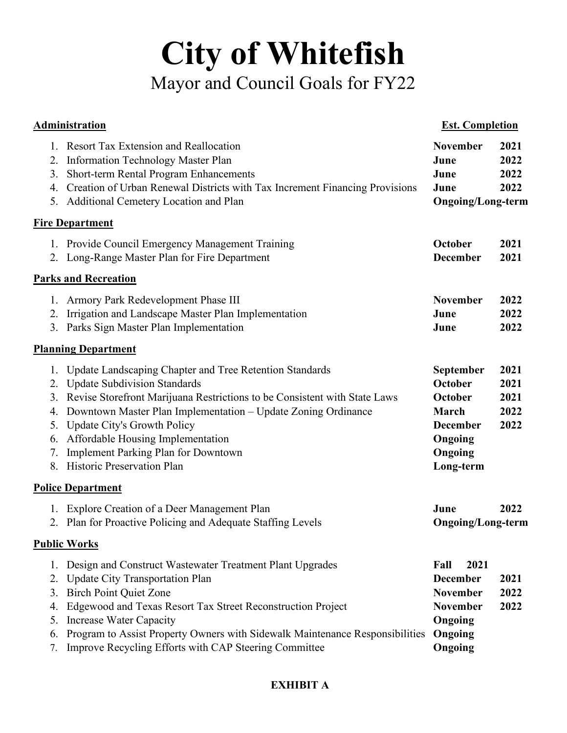# City of Whitefish

## Mayor and Council Goals for FY22

| | Est. Completion |
|---|---|
| **Administration** | |
| 1. Resort Tax Extension and Reallocation | **November 2021** |
| 2. Information Technology Master Plan | **June 2022** |
| 3. Short-term Rental Program Enhancements | **June 2022** |
| 4. Creation of Urban Renewal Districts with Tax Increment Financing Provisions | **June 2022** |
| 5. Additional Cemetery Location and Plan | **Ongoing/Long-term** |
| **Fire Department** | |
| 1. Provide Council Emergency Management Training | **October 2021** |
| 2. Long-Range Master Plan for Fire Department | **December 2021** |
| **Parks and Recreation** | |
| 1. Armory Park Redevelopment Phase III | **November 2022** |
| 2. Irrigation and Landscape Master Plan Implementation | **June 2022** |
| 3. Parks Sign Master Plan Implementation | **June 2022** |
| **Planning Department** | |
| 1. Update Landscaping Chapter and Tree Retention Standards | **September 2021** |
| 2. Update Subdivision Standards | **October 2021** |
| 3. Revise Storefront Marijuana Restrictions to be Consistent with State Laws | **October 2021** |
| 4. Downtown Master Plan Implementation – Update Zoning Ordinance | **March 2022** |
| 5. Update City's Growth Policy | **December 2022** |
| 6. Affordable Housing Implementation | **Ongoing** |
| 7. Implement Parking Plan for Downtown | **Ongoing** |
| 8. Historic Preservation Plan | **Long-term** |
| **Police Department** | |
| 1. Explore Creation of a Deer Management Plan | **June 2022** |
| 2. Plan for Proactive Policing and Adequate Staffing Levels | **Ongoing/Long-term** |
| **Public Works** | |
| 1. Design and Construct Wastewater Treatment Plant Upgrades | **Fall 2021** |
| 2. Update City Transportation Plan | **December 2021** |
| 3. Birch Point Quiet Zone | **November 2022** |
| 4. Edgewood and Texas Resort Tax Street Reconstruction Project | **November 2022** |
| 5. Increase Water Capacity | **Ongoing** |
| 6. Program to Assist Property Owners with Sidewalk Maintenance Responsibilities | **Ongoing** |
| 7. Improve Recycling Efforts with CAP Steering Committee | **Ongoing** |

**EXHIBIT A**